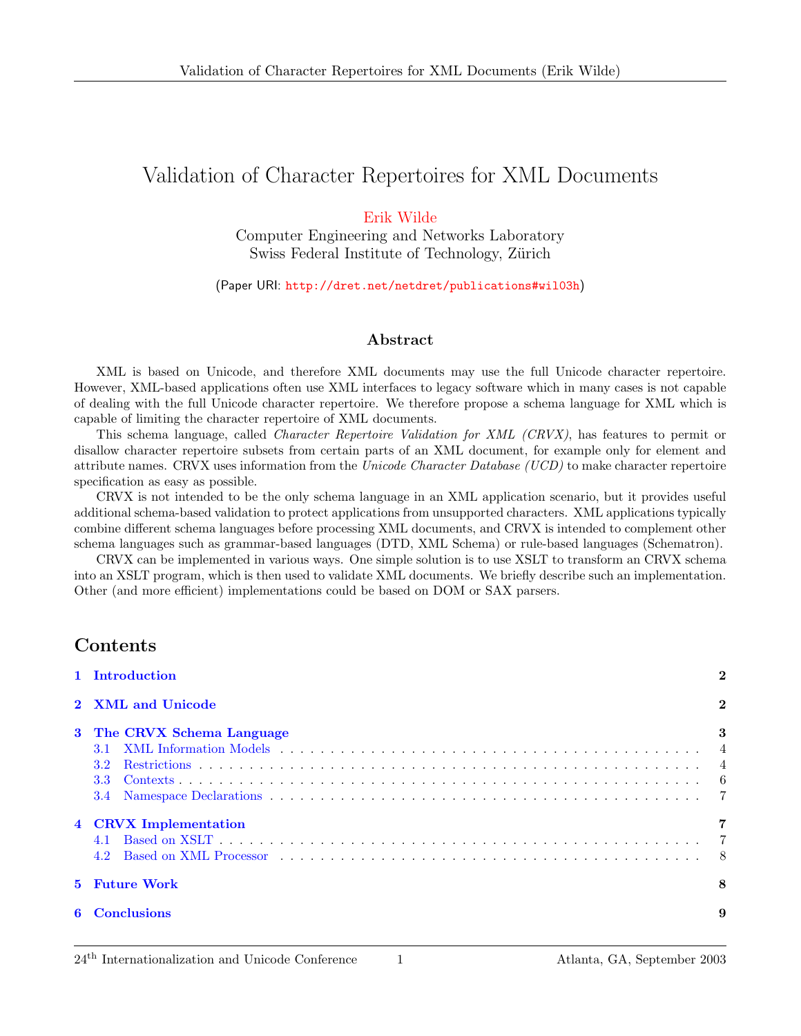# Validation of Character Repertoires for XML Documents

Erik Wilde
Computer Engineering and Networks Laboratory
Swiss Federal Institute of Technology, Zürich

(Paper URI: http://dret.net/netdret/publications#wil03h)

## Abstract

XML is based on Unicode, and therefore XML documents may use the full Unicode character repertoire. However, XML-based applications often use XML interfaces to legacy software which in many cases is not capable of dealing with the full Unicode character repertoire. We therefore propose a schema language for XML which is capable of limiting the character repertoire of XML documents.

This schema language, called *Character Repertoire Validation for XML (CRVX)*, has features to permit or disallow character repertoire subsets from certain parts of an XML document, for example only for element and attribute names. CRVX uses information from the *Unicode Character Database (UCD)* to make character repertoire specification as easy as possible.

CRVX is not intended to be the only schema language in an XML application scenario, but it provides useful additional schema-based validation to protect applications from unsupported characters. XML applications typically combine different schema languages before processing XML documents, and CRVX is intended to complement other schema languages such as grammar-based languages (DTD, XML Schema) or rule-based languages (Schematron).

CRVX can be implemented in various ways. One simple solution is to use XSLT to transform an CRVX schema into an XSLT program, which is then used to validate XML documents. We briefly describe such an implementation. Other (and more efficient) implementations could be based on DOM or SAX parsers.

## Contents

- **1 Introduction** — 2
- **2 XML and Unicode** — 2
- **3 The CRVX Schema Language** — 3
  - 3.1 XML Information Models — 4
  - 3.2 Restrictions — 4
  - 3.3 Contexts — 6
  - 3.4 Namespace Declarations — 7
- **4 CRVX Implementation** — 7
  - 4.1 Based on XSLT — 7
  - 4.2 Based on XML Processor — 8
- **5 Future Work** — 8
- **6 Conclusions** — 9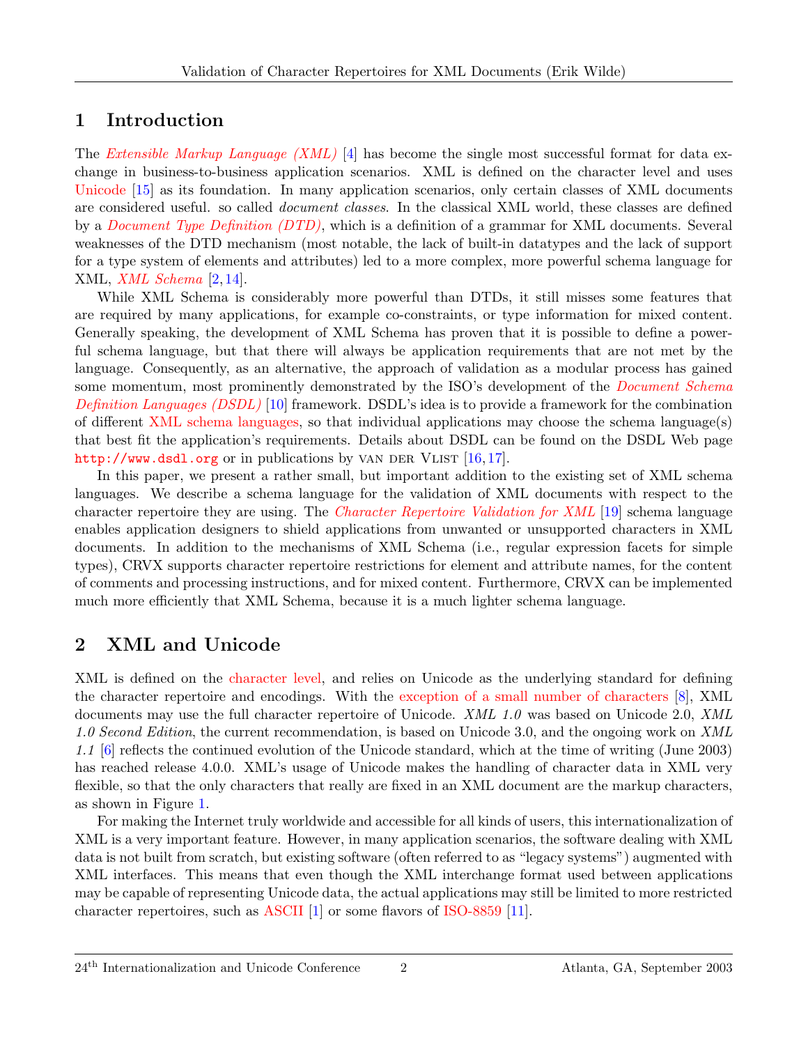## 1 Introduction

The *Extensible Markup Language (XML)* [4] has become the single most successful format for data exchange in business-to-business application scenarios. XML is defined on the character level and uses Unicode [15] as its foundation. In many application scenarios, only certain classes of XML documents are considered useful. so called *document classes*. In the classical XML world, these classes are defined by a *Document Type Definition (DTD)*, which is a definition of a grammar for XML documents. Several weaknesses of the DTD mechanism (most notable, the lack of built-in datatypes and the lack of support for a type system of elements and attributes) led to a more complex, more powerful schema language for XML, *XML Schema* [2,14].

While XML Schema is considerably more powerful than DTDs, it still misses some features that are required by many applications, for example co-constraints, or type information for mixed content. Generally speaking, the development of XML Schema has proven that it is possible to define a powerful schema language, but that there will always be application requirements that are not met by the language. Consequently, as an alternative, the approach of validation as a modular process has gained some momentum, most prominently demonstrated by the ISO's development of the *Document Schema Definition Languages (DSDL)* [10] framework. DSDL's idea is to provide a framework for the combination of different XML schema languages, so that individual applications may choose the schema language(s) that best fit the application's requirements. Details about DSDL can be found on the DSDL Web page `http://www.dsdl.org` or in publications by van der Vlist [16,17].

In this paper, we present a rather small, but important addition to the existing set of XML schema languages. We describe a schema language for the validation of XML documents with respect to the character repertoire they are using. The *Character Repertoire Validation for XML* [19] schema language enables application designers to shield applications from unwanted or unsupported characters in XML documents. In addition to the mechanisms of XML Schema (i.e., regular expression facets for simple types), CRVX supports character repertoire restrictions for element and attribute names, for the content of comments and processing instructions, and for mixed content. Furthermore, CRVX can be implemented much more efficiently that XML Schema, because it is a much lighter schema language.

## 2 XML and Unicode

XML is defined on the character level, and relies on Unicode as the underlying standard for defining the character repertoire and encodings. With the exception of a small number of characters [8], XML documents may use the full character repertoire of Unicode. *XML 1.0* was based on Unicode 2.0, *XML 1.0 Second Edition*, the current recommendation, is based on Unicode 3.0, and the ongoing work on *XML 1.1* [6] reflects the continued evolution of the Unicode standard, which at the time of writing (June 2003) has reached release 4.0.0. XML's usage of Unicode makes the handling of character data in XML very flexible, so that the only characters that really are fixed in an XML document are the markup characters, as shown in Figure 1.

For making the Internet truly worldwide and accessible for all kinds of users, this internationalization of XML is a very important feature. However, in many application scenarios, the software dealing with XML data is not built from scratch, but existing software (often referred to as "legacy systems") augmented with XML interfaces. This means that even though the XML interchange format used between applications may be capable of representing Unicode data, the actual applications may still be limited to more restricted character repertoires, such as ASCII [1] or some flavors of ISO-8859 [11].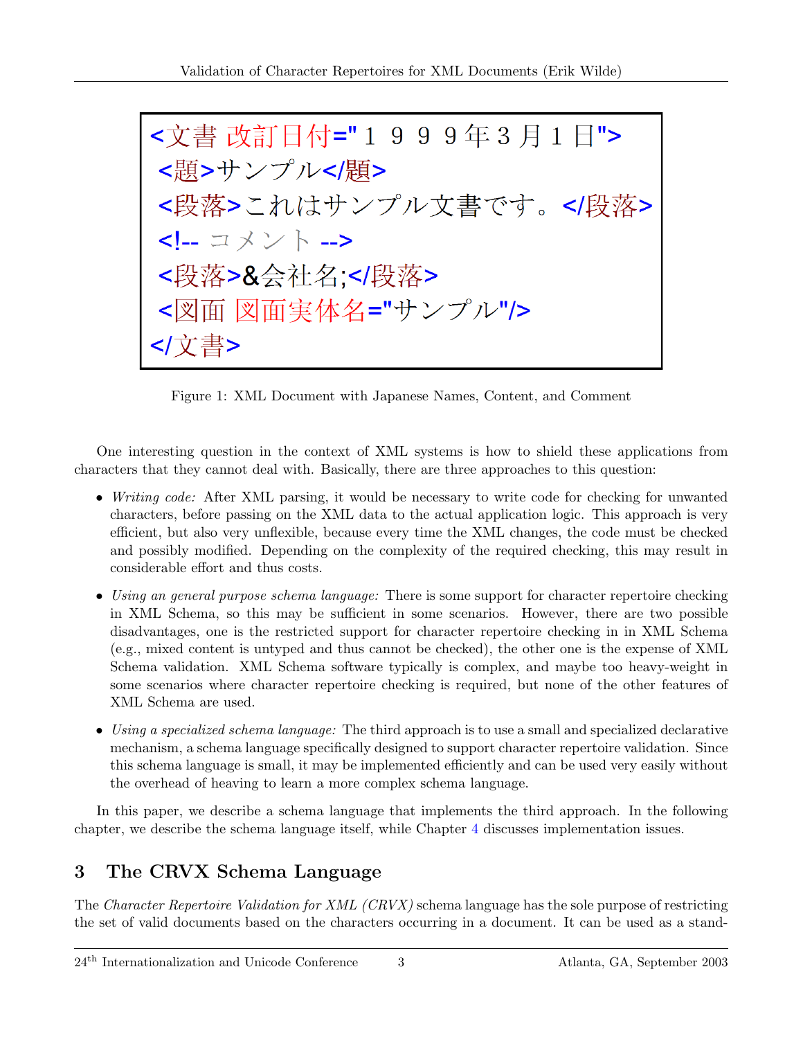```
<文書 改訂日付="１９９９年３月１日">
 <題>サンプル</題>
 <段落>これはサンプル文書です。</段落>
 <!-- コメント -->
 <段落>&会社名;</段落>
 <図面 図面実体名="サンプル"/>
</文書>
```

Figure 1: XML Document with Japanese Names, Content, and Comment

One interesting question in the context of XML systems is how to shield these applications from characters that they cannot deal with. Basically, there are three approaches to this question:

- *Writing code:* After XML parsing, it would be necessary to write code for checking for unwanted characters, before passing on the XML data to the actual application logic. This approach is very efficient, but also very unflexible, because every time the XML changes, the code must be checked and possibly modified. Depending on the complexity of the required checking, this may result in considerable effort and thus costs.
- *Using an general purpose schema language:* There is some support for character repertoire checking in XML Schema, so this may be sufficient in some scenarios. However, there are two possible disadvantages, one is the restricted support for character repertoire checking in in XML Schema (e.g., mixed content is untyped and thus cannot be checked), the other one is the expense of XML Schema validation. XML Schema software typically is complex, and maybe too heavy-weight in some scenarios where character repertoire checking is required, but none of the other features of XML Schema are used.
- *Using a specialized schema language:* The third approach is to use a small and specialized declarative mechanism, a schema language specifically designed to support character repertoire validation. Since this schema language is small, it may be implemented efficiently and can be used very easily without the overhead of heaving to learn a more complex schema language.

In this paper, we describe a schema language that implements the third approach. In the following chapter, we describe the schema language itself, while Chapter 4 discusses implementation issues.

## 3 The CRVX Schema Language

The *Character Repertoire Validation for XML (CRVX)* schema language has the sole purpose of restricting the set of valid documents based on the characters occurring in a document. It can be used as a stand-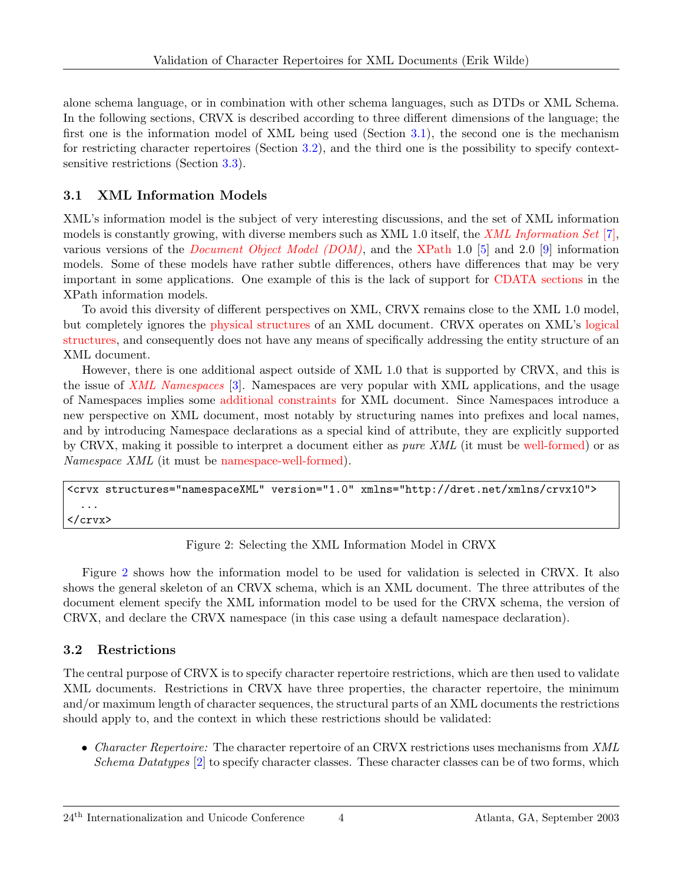alone schema language, or in combination with other schema languages, such as DTDs or XML Schema. In the following sections, CRVX is described according to three different dimensions of the language; the first one is the information model of XML being used (Section 3.1), the second one is the mechanism for restricting character repertoires (Section 3.2), and the third one is the possibility to specify context-sensitive restrictions (Section 3.3).

### 3.1 XML Information Models

XML's information model is the subject of very interesting discussions, and the set of XML information models is constantly growing, with diverse members such as XML 1.0 itself, the *XML Information Set* [7], various versions of the *Document Object Model (DOM)*, and the XPath 1.0 [5] and 2.0 [9] information models. Some of these models have rather subtle differences, others have differences that may be very important in some applications. One example of this is the lack of support for CDATA sections in the XPath information models.

To avoid this diversity of different perspectives on XML, CRVX remains close to the XML 1.0 model, but completely ignores the physical structures of an XML document. CRVX operates on XML's logical structures, and consequently does not have any means of specifically addressing the entity structure of an XML document.

However, there is one additional aspect outside of XML 1.0 that is supported by CRVX, and this is the issue of *XML Namespaces* [3]. Namespaces are very popular with XML applications, and the usage of Namespaces implies some additional constraints for XML document. Since Namespaces introduce a new perspective on XML document, most notably by structuring names into prefixes and local names, and by introducing Namespace declarations as a special kind of attribute, they are explicitly supported by CRVX, making it possible to interpret a document either as *pure XML* (it must be well-formed) or as *Namespace XML* (it must be namespace-well-formed).

```
<crvx structures="namespaceXML" version="1.0" xmlns="http://dret.net/xmlns/crvx10">
  ...
</crvx>
```

Figure 2: Selecting the XML Information Model in CRVX

Figure 2 shows how the information model to be used for validation is selected in CRVX. It also shows the general skeleton of an CRVX schema, which is an XML document. The three attributes of the document element specify the XML information model to be used for the CRVX schema, the version of CRVX, and declare the CRVX namespace (in this case using a default namespace declaration).

### 3.2 Restrictions

The central purpose of CRVX is to specify character repertoire restrictions, which are then used to validate XML documents. Restrictions in CRVX have three properties, the character repertoire, the minimum and/or maximum length of character sequences, the structural parts of an XML documents the restrictions should apply to, and the context in which these restrictions should be validated:

- *Character Repertoire:* The character repertoire of an CRVX restrictions uses mechanisms from *XML Schema Datatypes* [2] to specify character classes. These character classes can be of two forms, which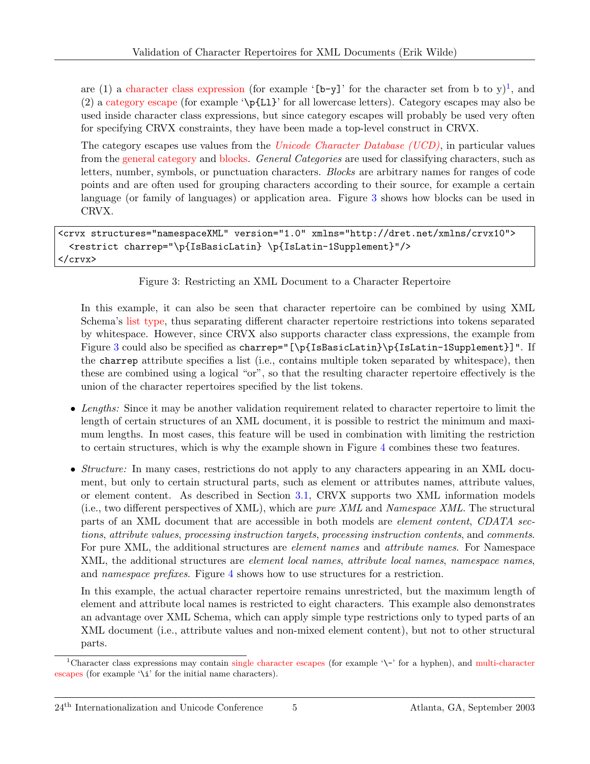are (1) a character class expression (for example '`[b-y]`' for the character set from b to y)[1], and (2) a category escape (for example '`\p{Ll}`' for all lowercase letters). Category escapes may also be used inside character class expressions, but since category escapes will probably be used very often for specifying CRVX constraints, they have been made a top-level construct in CRVX.

The category escapes use values from the *Unicode Character Database (UCD)*, in particular values from the general category and blocks. *General Categories* are used for classifying characters, such as letters, number, symbols, or punctuation characters. *Blocks* are arbitrary names for ranges of code points and are often used for grouping characters according to their source, for example a certain language (or family of languages) or application area. Figure 3 shows how blocks can be used in CRVX.

```
<crvx structures="namespaceXML" version="1.0" xmlns="http://dret.net/xmlns/crvx10">
  <restrict charrep="\p{IsBasicLatin} \p{IsLatin-1Supplement}"/>
</crvx>
```

Figure 3: Restricting an XML Document to a Character Repertoire

In this example, it can also be seen that character repertoire can be combined by using XML Schema's list type, thus separating different character repertoire restrictions into tokens separated by whitespace. However, since CRVX also supports character class expressions, the example from Figure 3 could also be specified as `charrep="[\p{IsBasicLatin}\p{IsLatin-1Supplement}]"`. If the `charrep` attribute specifies a list (i.e., contains multiple token separated by whitespace), then these are combined using a logical "or", so that the resulting character repertoire effectively is the union of the character repertoires specified by the list tokens.

- *Lengths:* Since it may be another validation requirement related to character repertoire to limit the length of certain structures of an XML document, it is possible to restrict the minimum and maximum lengths. In most cases, this feature will be used in combination with limiting the restriction to certain structures, which is why the example shown in Figure 4 combines these two features.

- *Structure:* In many cases, restrictions do not apply to any characters appearing in an XML document, but only to certain structural parts, such as element or attributes names, attribute values, or element content. As described in Section 3.1, CRVX supports two XML information models (i.e., two different perspectives of XML), which are *pure XML* and *Namespace XML*. The structural parts of an XML document that are accessible in both models are *element content*, *CDATA sections*, *attribute values*, *processing instruction targets*, *processing instruction contents*, and *comments*. For pure XML, the additional structures are *element names* and *attribute names*. For Namespace XML, the additional structures are *element local names*, *attribute local names*, *namespace names*, and *namespace prefixes*. Figure 4 shows how to use structures for a restriction.

  In this example, the actual character repertoire remains unrestricted, but the maximum length of element and attribute local names is restricted to eight characters. This example also demonstrates an advantage over XML Schema, which can apply simple type restrictions only to typed parts of an XML document (i.e., attribute values and non-mixed element content), but not to other structural parts.

[1] Character class expressions may contain single character escapes (for example '`\-`' for a hyphen), and multi-character escapes (for example '`\i`' for the initial name characters).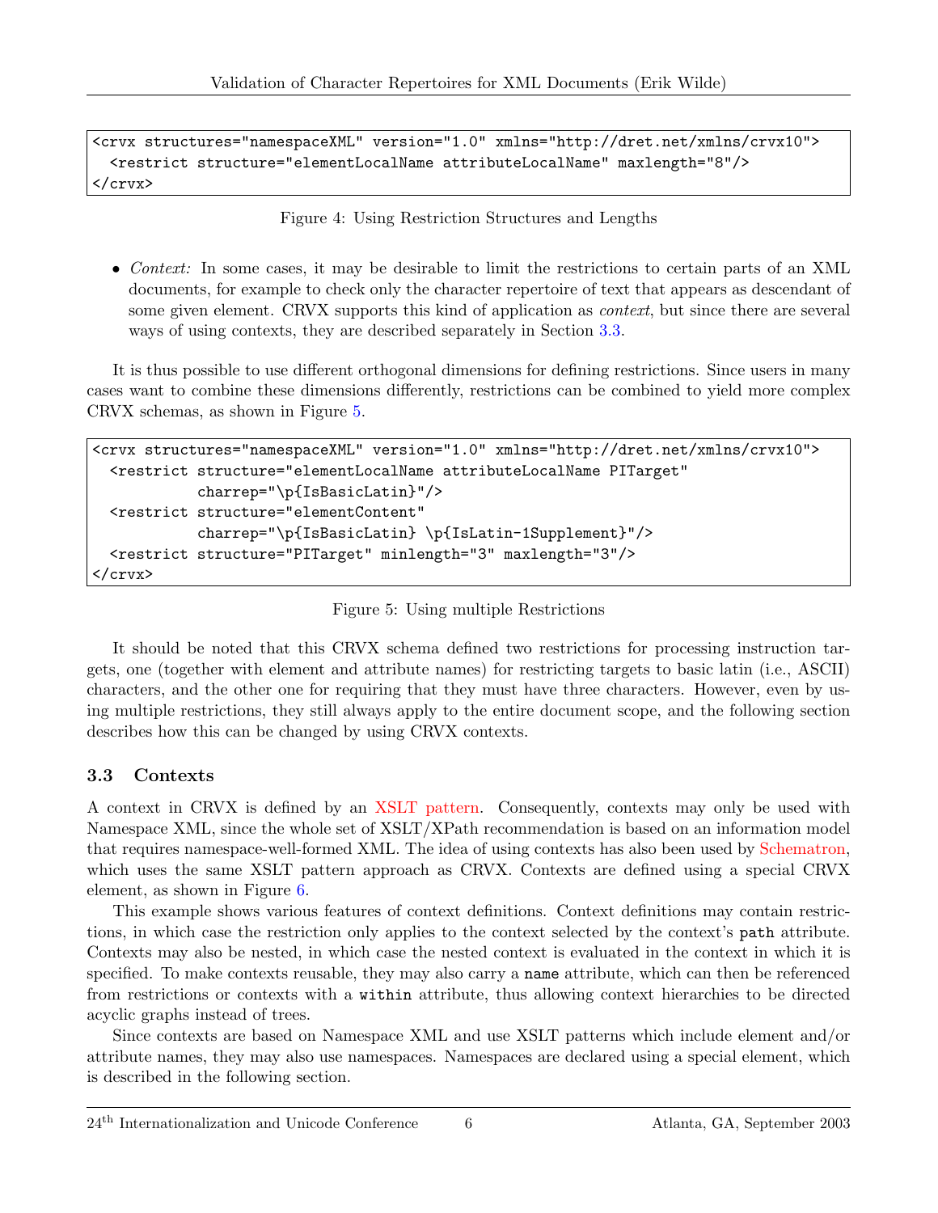```
<crvx structures="namespaceXML" version="1.0" xmlns="http://dret.net/xmlns/crvx10">
  <restrict structure="elementLocalName attributeLocalName" maxlength="8"/>
</crvx>
```

Figure 4: Using Restriction Structures and Lengths

- *Context:* In some cases, it may be desirable to limit the restrictions to certain parts of an XML documents, for example to check only the character repertoire of text that appears as descendant of some given element. CRVX supports this kind of application as *context*, but since there are several ways of using contexts, they are described separately in Section 3.3.

It is thus possible to use different orthogonal dimensions for defining restrictions. Since users in many cases want to combine these dimensions differently, restrictions can be combined to yield more complex CRVX schemas, as shown in Figure 5.

```
<crvx structures="namespaceXML" version="1.0" xmlns="http://dret.net/xmlns/crvx10">
  <restrict structure="elementLocalName attributeLocalName PITarget"
            charrep="\p{IsBasicLatin}"/>
  <restrict structure="elementContent"
            charrep="\p{IsBasicLatin} \p{IsLatin-1Supplement}"/>
  <restrict structure="PITarget" minlength="3" maxlength="3"/>
</crvx>
```

Figure 5: Using multiple Restrictions

It should be noted that this CRVX schema defined two restrictions for processing instruction targets, one (together with element and attribute names) for restricting targets to basic latin (i.e., ASCII) characters, and the other one for requiring that they must have three characters. However, even by using multiple restrictions, they still always apply to the entire document scope, and the following section describes how this can be changed by using CRVX contexts.

### 3.3 Contexts

A context in CRVX is defined by an XSLT pattern. Consequently, contexts may only be used with Namespace XML, since the whole set of XSLT/XPath recommendation is based on an information model that requires namespace-well-formed XML. The idea of using contexts has also been used by Schematron, which uses the same XSLT pattern approach as CRVX. Contexts are defined using a special CRVX element, as shown in Figure 6.

This example shows various features of context definitions. Context definitions may contain restrictions, in which case the restriction only applies to the context selected by the context's `path` attribute. Contexts may also be nested, in which case the nested context is evaluated in the context in which it is specified. To make contexts reusable, they may also carry a `name` attribute, which can then be referenced from restrictions or contexts with a `within` attribute, thus allowing context hierarchies to be directed acyclic graphs instead of trees.

Since contexts are based on Namespace XML and use XSLT patterns which include element and/or attribute names, they may also use namespaces. Namespaces are declared using a special element, which is described in the following section.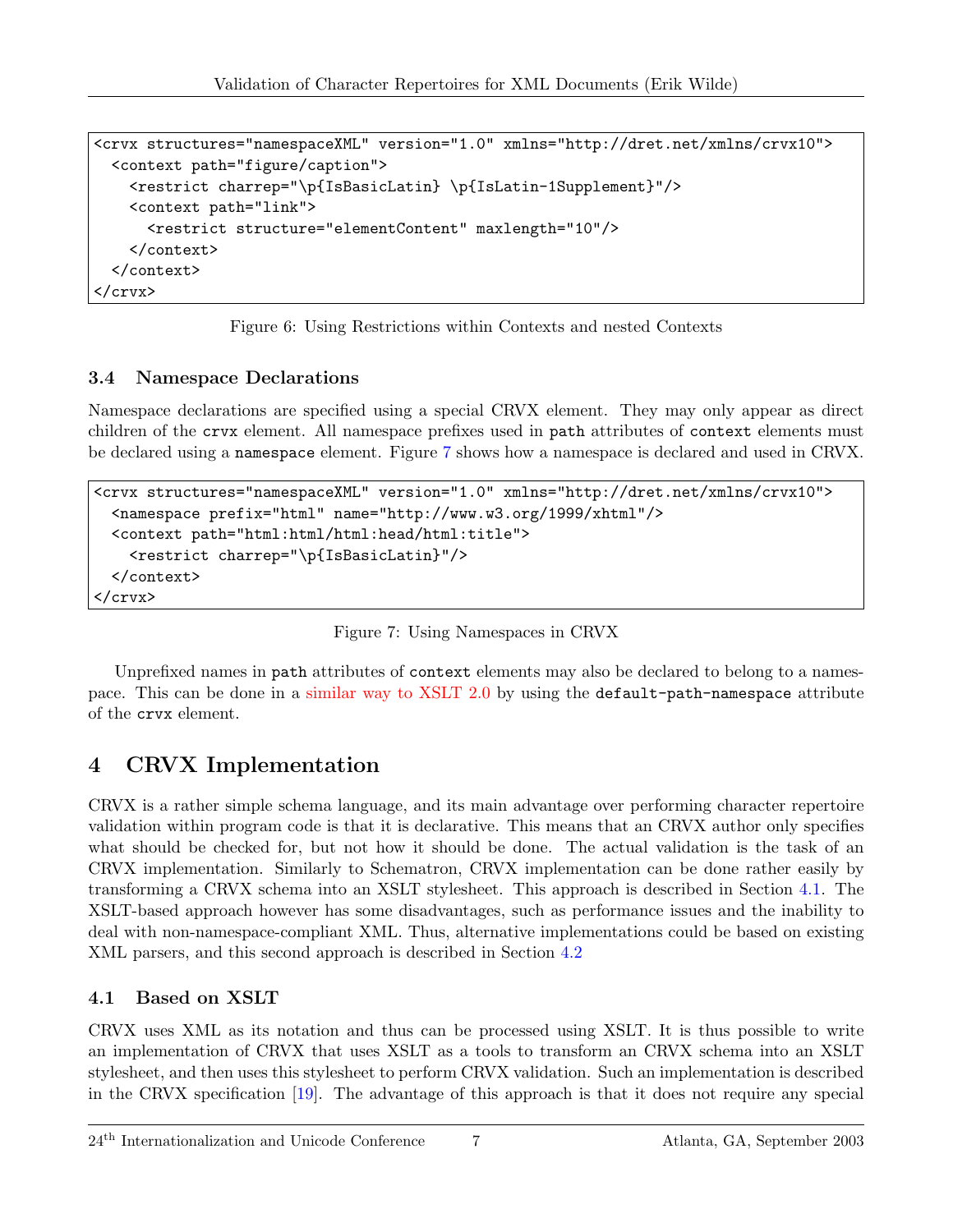```
<crvx structures="namespaceXML" version="1.0" xmlns="http://dret.net/xmlns/crvx10">
  <context path="figure/caption">
    <restrict charrep="\p{IsBasicLatin} \p{IsLatin-1Supplement}"/>
    <context path="link">
      <restrict structure="elementContent" maxlength="10"/>
    </context>
  </context>
</crvx>
```

Figure 6: Using Restrictions within Contexts and nested Contexts

### 3.4 Namespace Declarations

Namespace declarations are specified using a special CRVX element. They may only appear as direct children of the `crvx` element. All namespace prefixes used in `path` attributes of `context` elements must be declared using a `namespace` element. Figure 7 shows how a namespace is declared and used in CRVX.

```
<crvx structures="namespaceXML" version="1.0" xmlns="http://dret.net/xmlns/crvx10">
  <namespace prefix="html" name="http://www.w3.org/1999/xhtml"/>
  <context path="html:html/html:head/html:title">
    <restrict charrep="\p{IsBasicLatin}"/>
  </context>
</crvx>
```

Figure 7: Using Namespaces in CRVX

Unprefixed names in `path` attributes of `context` elements may also be declared to belong to a namespace. This can be done in a similar way to XSLT 2.0 by using the `default-path-namespace` attribute of the `crvx` element.

## 4 CRVX Implementation

CRVX is a rather simple schema language, and its main advantage over performing character repertoire validation within program code is that it is declarative. This means that an CRVX author only specifies what should be checked for, but not how it should be done. The actual validation is the task of an CRVX implementation. Similarly to Schematron, CRVX implementation can be done rather easily by transforming a CRVX schema into an XSLT stylesheet. This approach is described in Section 4.1. The XSLT-based approach however has some disadvantages, such as performance issues and the inability to deal with non-namespace-compliant XML. Thus, alternative implementations could be based on existing XML parsers, and this second approach is described in Section 4.2

### 4.1 Based on XSLT

CRVX uses XML as its notation and thus can be processed using XSLT. It is thus possible to write an implementation of CRVX that uses XSLT as a tools to transform an CRVX schema into an XSLT stylesheet, and then uses this stylesheet to perform CRVX validation. Such an implementation is described in the CRVX specification [19]. The advantage of this approach is that it does not require any special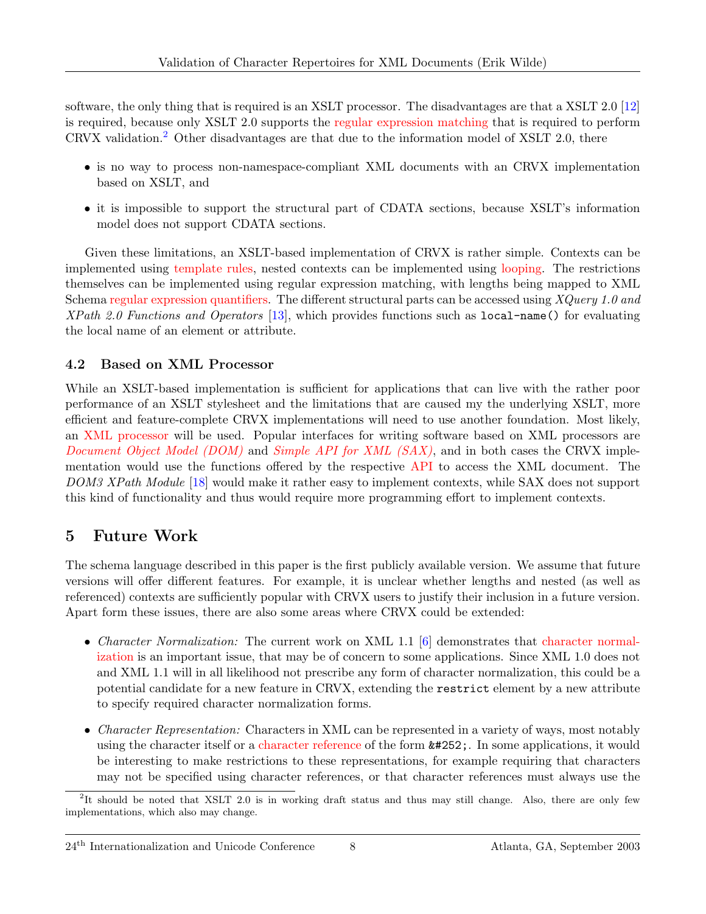software, the only thing that is required is an XSLT processor. The disadvantages are that a XSLT 2.0 [12] is required, because only XSLT 2.0 supports the regular expression matching that is required to perform CRVX validation.[2] Other disadvantages are that due to the information model of XSLT 2.0, there

- is no way to process non-namespace-compliant XML documents with an CRVX implementation based on XSLT, and
- it is impossible to support the structural part of CDATA sections, because XSLT's information model does not support CDATA sections.

Given these limitations, an XSLT-based implementation of CRVX is rather simple. Contexts can be implemented using template rules, nested contexts can be implemented using looping. The restrictions themselves can be implemented using regular expression matching, with lengths being mapped to XML Schema regular expression quantifiers. The different structural parts can be accessed using *XQuery 1.0 and XPath 2.0 Functions and Operators* [13], which provides functions such as `local-name()` for evaluating the local name of an element or attribute.

### 4.2 Based on XML Processor

While an XSLT-based implementation is sufficient for applications that can live with the rather poor performance of an XSLT stylesheet and the limitations that are caused my the underlying XSLT, more efficient and feature-complete CRVX implementations will need to use another foundation. Most likely, an XML processor will be used. Popular interfaces for writing software based on XML processors are *Document Object Model (DOM)* and *Simple API for XML (SAX)*, and in both cases the CRVX implementation would use the functions offered by the respective API to access the XML document. The *DOM3 XPath Module* [18] would make it rather easy to implement contexts, while SAX does not support this kind of functionality and thus would require more programming effort to implement contexts.

## 5 Future Work

The schema language described in this paper is the first publicly available version. We assume that future versions will offer different features. For example, it is unclear whether lengths and nested (as well as referenced) contexts are sufficiently popular with CRVX users to justify their inclusion in a future version. Apart form these issues, there are also some areas where CRVX could be extended:

- *Character Normalization:* The current work on XML 1.1 [6] demonstrates that character normalization is an important issue, that may be of concern to some applications. Since XML 1.0 does not and XML 1.1 will in all likelihood not prescribe any form of character normalization, this could be a potential candidate for a new feature in CRVX, extending the `restrict` element by a new attribute to specify required character normalization forms.
- *Character Representation:* Characters in XML can be represented in a variety of ways, most notably using the character itself or a character reference of the form `&#252;`. In some applications, it would be interesting to make restrictions to these representations, for example requiring that characters may not be specified using character references, or that character references must always use the

[2] It should be noted that XSLT 2.0 is in working draft status and thus may still change. Also, there are only few implementations, which also may change.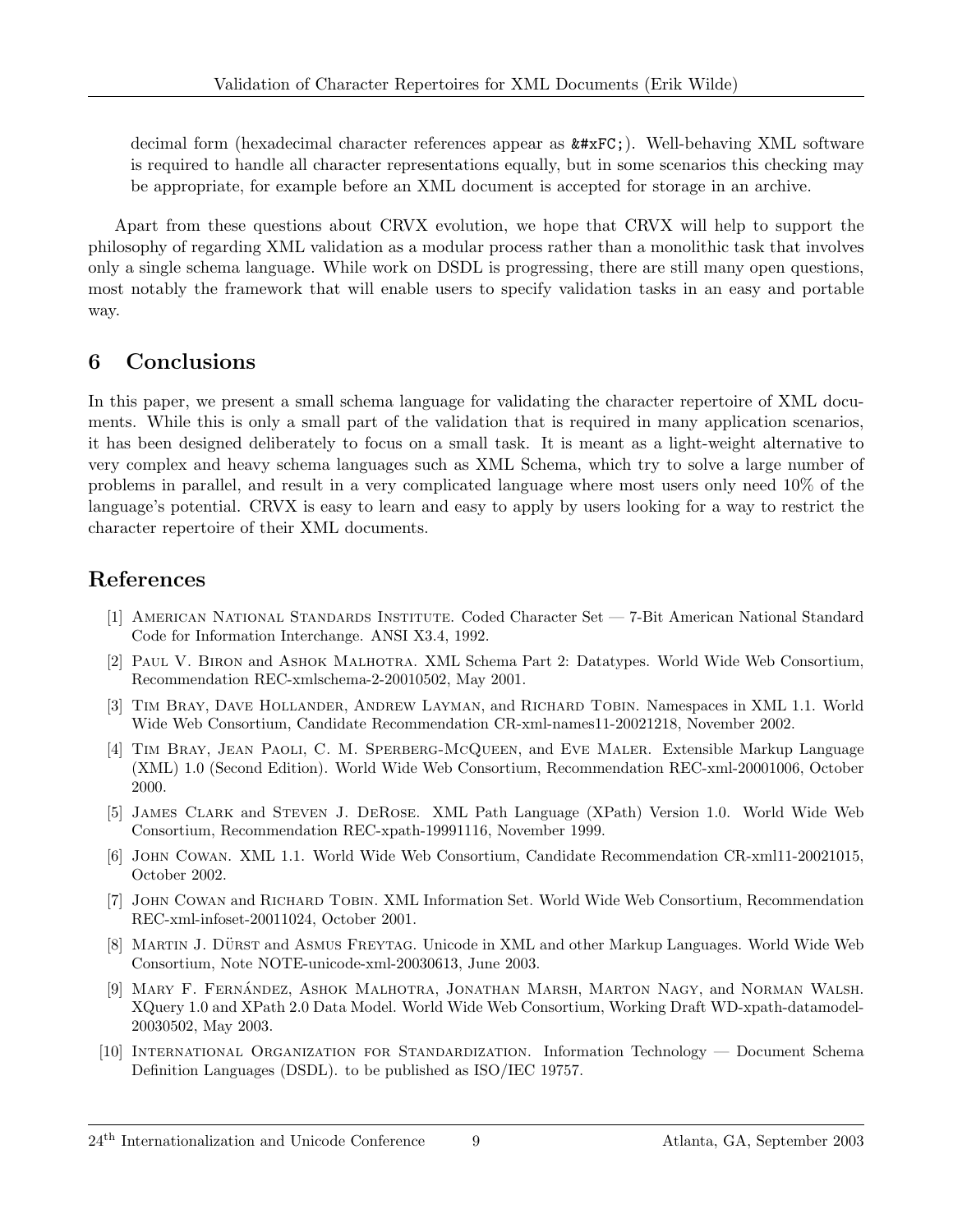decimal form (hexadecimal character references appear as `&#xFC;`). Well-behaving XML software is required to handle all character representations equally, but in some scenarios this checking may be appropriate, for example before an XML document is accepted for storage in an archive.

Apart from these questions about CRVX evolution, we hope that CRVX will help to support the philosophy of regarding XML validation as a modular process rather than a monolithic task that involves only a single schema language. While work on DSDL is progressing, there are still many open questions, most notably the framework that will enable users to specify validation tasks in an easy and portable way.

## 6 Conclusions

In this paper, we present a small schema language for validating the character repertoire of XML documents. While this is only a small part of the validation that is required in many application scenarios, it has been designed deliberately to focus on a small task. It is meant as a light-weight alternative to very complex and heavy schema languages such as XML Schema, which try to solve a large number of problems in parallel, and result in a very complicated language where most users only need 10% of the language's potential. CRVX is easy to learn and easy to apply by users looking for a way to restrict the character repertoire of their XML documents.

## References

[1] American National Standards Institute. Coded Character Set — 7-Bit American National Standard Code for Information Interchange. ANSI X3.4, 1992.

[2] Paul V. Biron and Ashok Malhotra. XML Schema Part 2: Datatypes. World Wide Web Consortium, Recommendation REC-xmlschema-2-20010502, May 2001.

[3] Tim Bray, Dave Hollander, Andrew Layman, and Richard Tobin. Namespaces in XML 1.1. World Wide Web Consortium, Candidate Recommendation CR-xml-names11-20021218, November 2002.

[4] Tim Bray, Jean Paoli, C. M. Sperberg-McQueen, and Eve Maler. Extensible Markup Language (XML) 1.0 (Second Edition). World Wide Web Consortium, Recommendation REC-xml-20001006, October 2000.

[5] James Clark and Steven J. DeRose. XML Path Language (XPath) Version 1.0. World Wide Web Consortium, Recommendation REC-xpath-19991116, November 1999.

[6] John Cowan. XML 1.1. World Wide Web Consortium, Candidate Recommendation CR-xml11-20021015, October 2002.

[7] John Cowan and Richard Tobin. XML Information Set. World Wide Web Consortium, Recommendation REC-xml-infoset-20011024, October 2001.

[8] Martin J. Dürst and Asmus Freytag. Unicode in XML and other Markup Languages. World Wide Web Consortium, Note NOTE-unicode-xml-20030613, June 2003.

[9] Mary F. Fernández, Ashok Malhotra, Jonathan Marsh, Marton Nagy, and Norman Walsh. XQuery 1.0 and XPath 2.0 Data Model. World Wide Web Consortium, Working Draft WD-xpath-datamodel-20030502, May 2003.

[10] International Organization for Standardization. Information Technology — Document Schema Definition Languages (DSDL). to be published as ISO/IEC 19757.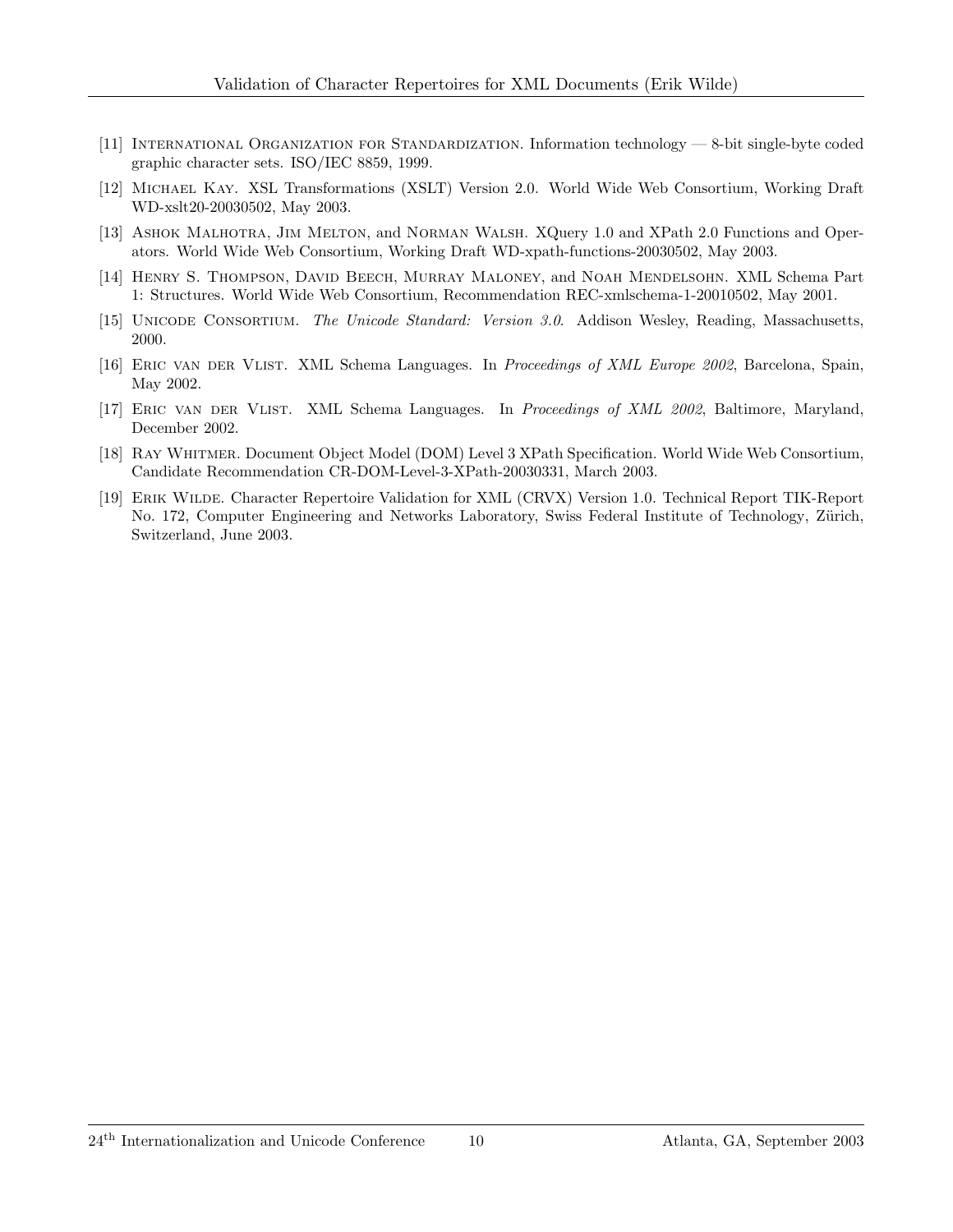[11] International Organization for Standardization. Information technology — 8-bit single-byte coded graphic character sets. ISO/IEC 8859, 1999.

[12] Michael Kay. XSL Transformations (XSLT) Version 2.0. World Wide Web Consortium, Working Draft WD-xslt20-20030502, May 2003.

[13] Ashok Malhotra, Jim Melton, and Norman Walsh. XQuery 1.0 and XPath 2.0 Functions and Operators. World Wide Web Consortium, Working Draft WD-xpath-functions-20030502, May 2003.

[14] Henry S. Thompson, David Beech, Murray Maloney, and Noah Mendelsohn. XML Schema Part 1: Structures. World Wide Web Consortium, Recommendation REC-xmlschema-1-20010502, May 2001.

[15] Unicode Consortium. *The Unicode Standard: Version 3.0*. Addison Wesley, Reading, Massachusetts, 2000.

[16] Eric van der Vlist. XML Schema Languages. In *Proceedings of XML Europe 2002*, Barcelona, Spain, May 2002.

[17] Eric van der Vlist. XML Schema Languages. In *Proceedings of XML 2002*, Baltimore, Maryland, December 2002.

[18] Ray Whitmer. Document Object Model (DOM) Level 3 XPath Specification. World Wide Web Consortium, Candidate Recommendation CR-DOM-Level-3-XPath-20030331, March 2003.

[19] Erik Wilde. Character Repertoire Validation for XML (CRVX) Version 1.0. Technical Report TIK-Report No. 172, Computer Engineering and Networks Laboratory, Swiss Federal Institute of Technology, Zürich, Switzerland, June 2003.